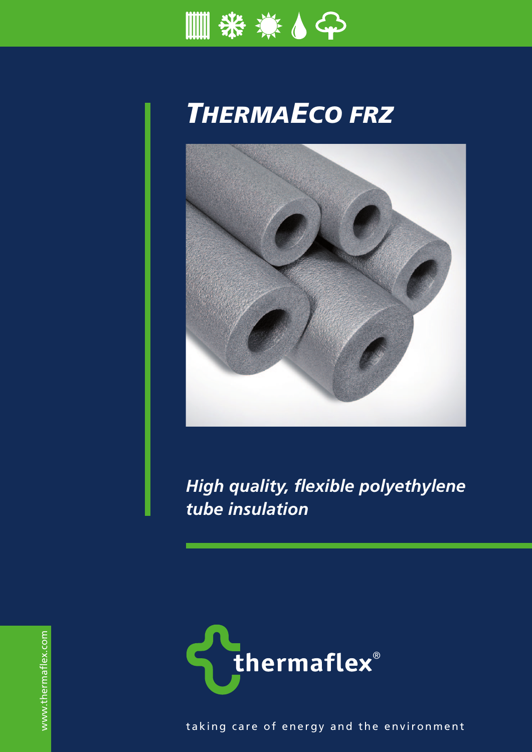# *THERMAECO FRZ*

***High quality, flexible polyethylene tube insulation***

thermaflex®

taking care of energy and the environment

www.thermaflex.com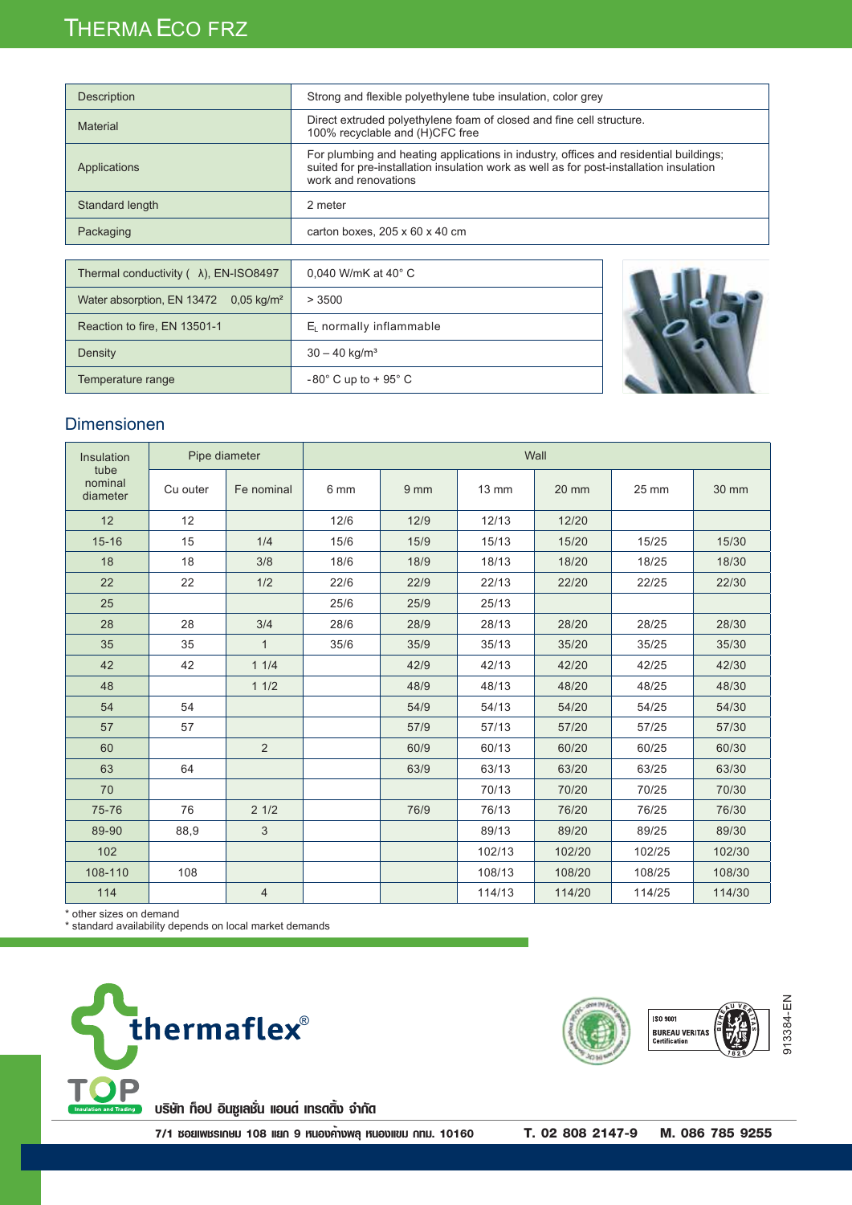# THERMA ECO FRZ

| | |
|---|---|
| Description | Strong and flexible polyethylene tube insulation, color grey |
| Material | Direct extruded polyethylene foam of closed and fine cell structure. 100% recyclable and (H)CFC free |
| Applications | For plumbing and heating applications in industry, offices and residential buildings; suited for pre-installation insulation work as well as for post-installation insulation work and renovations |
| Standard length | 2 meter |
| Packaging | carton boxes, 205 x 60 x 40 cm |

| | |
|---|---|
| Thermal conductivity ( λ), EN-ISO8497 | 0,040 W/mK at 40° C |
| Water absorption, EN 13472 0,05 kg/m² | > 3500 |
| Reaction to fire, EN 13501-1 | $E_L$ normally inflammable |
| Density | 30 – 40 kg/m³ |
| Temperature range | -80° C up to + 95° C |

## Dimensionen

| Insulation tube nominal diameter | Pipe diameter | | Wall | | | | | |
|---|---|---|---|---|---|---|---|---|
| | Cu outer | Fe nominal | 6 mm | 9 mm | 13 mm | 20 mm | 25 mm | 30 mm |
| 12 | 12 | | 12/6 | 12/9 | 12/13 | 12/20 | | |
| 15-16 | 15 | 1/4 | 15/6 | 15/9 | 15/13 | 15/20 | 15/25 | 15/30 |
| 18 | 18 | 3/8 | 18/6 | 18/9 | 18/13 | 18/20 | 18/25 | 18/30 |
| 22 | 22 | 1/2 | 22/6 | 22/9 | 22/13 | 22/20 | 22/25 | 22/30 |
| 25 | | | 25/6 | 25/9 | 25/13 | | | |
| 28 | 28 | 3/4 | 28/6 | 28/9 | 28/13 | 28/20 | 28/25 | 28/30 |
| 35 | 35 | 1 | 35/6 | 35/9 | 35/13 | 35/20 | 35/25 | 35/30 |
| 42 | 42 | 1 1/4 | | 42/9 | 42/13 | 42/20 | 42/25 | 42/30 |
| 48 | | 1 1/2 | | 48/9 | 48/13 | 48/20 | 48/25 | 48/30 |
| 54 | 54 | | | 54/9 | 54/13 | 54/20 | 54/25 | 54/30 |
| 57 | 57 | | | 57/9 | 57/13 | 57/20 | 57/25 | 57/30 |
| 60 | | 2 | | 60/9 | 60/13 | 60/20 | 60/25 | 60/30 |
| 63 | 64 | | | 63/9 | 63/13 | 63/20 | 63/25 | 63/30 |
| 70 | | | | | 70/13 | 70/20 | 70/25 | 70/30 |
| 75-76 | 76 | 2 1/2 | | 76/9 | 76/13 | 76/20 | 76/25 | 76/30 |
| 89-90 | 88,9 | 3 | | | 89/13 | 89/20 | 89/25 | 89/30 |
| 102 | | | | | 102/13 | 102/20 | 102/25 | 102/30 |
| 108-110 | 108 | | | | 108/13 | 108/20 | 108/25 | 108/30 |
| 114 | | 4 | | | 114/13 | 114/20 | 114/25 | 114/30 |

\* other sizes on demand
\* standard availability depends on local market demands

thermaflex®

ISO 9001 BUREAU VERITAS Certification

913384-EN

TOP Insulation and Trading

บริษัท ท็อป อินซูเลชั่น แอนด์ เทรดดิ้ง จำกัด

7/1 ซอยเพชรเกษม 108 แยก 9 หนองค้างพลู หนองแขม กทม. 10160 T. 02 808 2147-9 M. 086 785 9255